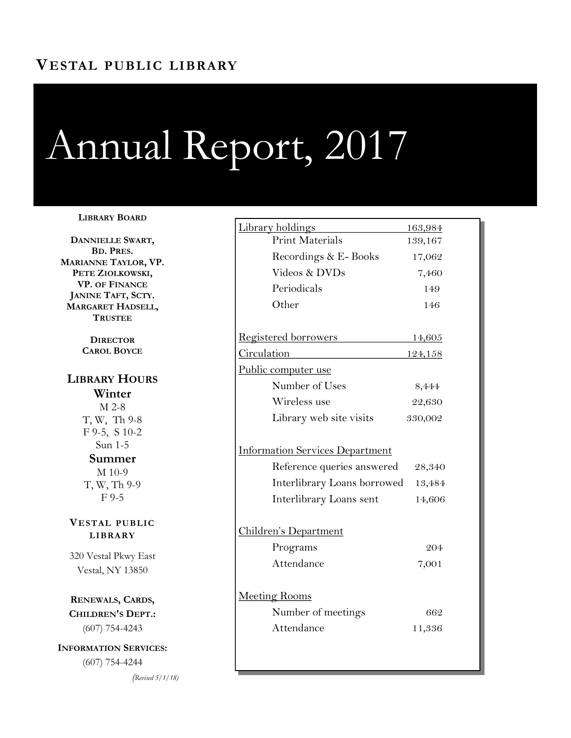**VESTAL PUBLIC LIBRARY**

# Annual Report, 2017

**LIBRARY BOARD**

**DANNIELLE SWART, BD. PRES.**
**MARIANNE TAYLOR, VP.**
**PETE ZIOLKOWSKI, VP. OF FINANCE**
**JANINE TAFT, SCTY.**
**MARGARET HADSELL, TRUSTEE**

**DIRECTOR**
**CAROL BOYCE**

## LIBRARY HOURS

**Winter**

M 2-8
T, W, Th 9-8
F 9-5, S 10-2
Sun 1-5

**Summer**

M 10-9
T, W, Th 9-9
F 9-5

**VESTAL PUBLIC LIBRARY**

320 Vestal Pkwy East
Vestal, NY 13850

**RENEWALS, CARDS, CHILDREN'S DEPT.:**
(607) 754-4243

**INFORMATION SERVICES:**
(607) 754-4244

*(Revised 5/1/18)*

| Category | Count |
|---|---|
| Library holdings | 163,984 |
| Print Materials | 139,167 |
| Recordings & E- Books | 17,062 |
| Videos & DVDs | 7,460 |
| Periodicals | 149 |
| Other | 146 |
| Registered borrowers | 14,605 |
| Circulation | 124,158 |
| **Public computer use** | |
| Number of Uses | 8,444 |
| Wireless use | 22,630 |
| Library web site visits | 330,002 |
| **Information Services Department** | |
| Reference queries answered | 28,340 |
| Interlibrary Loans borrowed | 13,484 |
| Interlibrary Loans sent | 14,606 |
| **Children's Department** | |
| Programs | 204 |
| Attendance | 7,001 |
| **Meeting Rooms** | |
| Number of meetings | 662 |
| Attendance | 11,336 |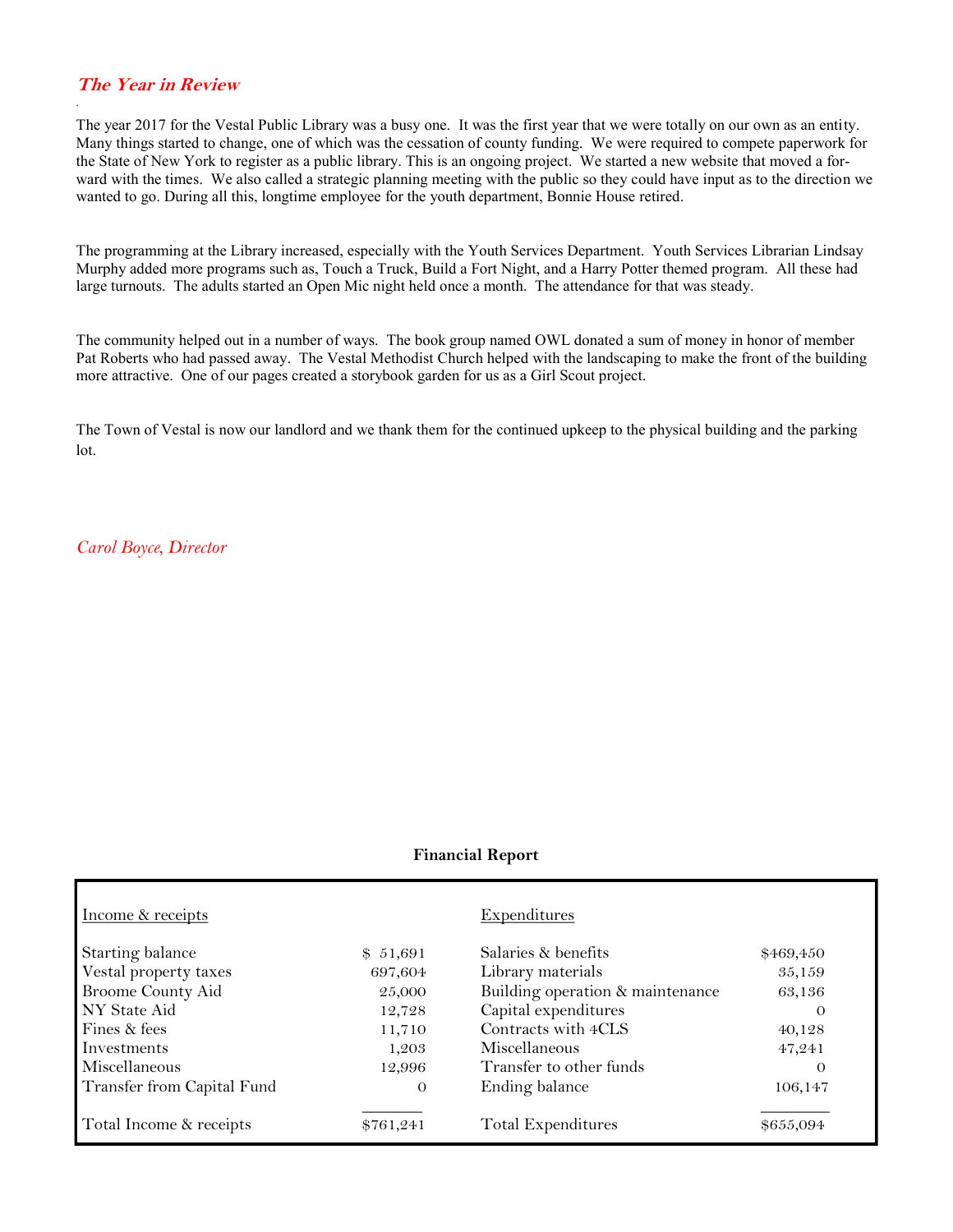## *The Year in Review*

The year 2017 for the Vestal Public Library was a busy one. It was the first year that we were totally on our own as an entity. Many things started to change, one of which was the cessation of county funding. We were required to compete paperwork for the State of New York to register as a public library. This is an ongoing project. We started a new website that moved a forward with the times. We also called a strategic planning meeting with the public so they could have input as to the direction we wanted to go. During all this, longtime employee for the youth department, Bonnie House retired.

The programming at the Library increased, especially with the Youth Services Department. Youth Services Librarian Lindsay Murphy added more programs such as, Touch a Truck, Build a Fort Night, and a Harry Potter themed program. All these had large turnouts. The adults started an Open Mic night held once a month. The attendance for that was steady.

The community helped out in a number of ways. The book group named OWL donated a sum of money in honor of member Pat Roberts who had passed away. The Vestal Methodist Church helped with the landscaping to make the front of the building more attractive. One of our pages created a storybook garden for us as a Girl Scout project.

The Town of Vestal is now our landlord and we thank them for the continued upkeep to the physical building and the parking lot.

*Carol Boyce, Director*

**Financial Report**

| Income & receipts | | Expenditures | |
|---|---|---|---|
| Starting balance | $ 51,691 | Salaries & benefits | $469,450 |
| Vestal property taxes | 697,604 | Library materials | 35,159 |
| Broome County Aid | 25,000 | Building operation & maintenance | 63,136 |
| NY State Aid | 12,728 | Capital expenditures | 0 |
| Fines & fees | 11,710 | Contracts with 4CLS | 40,128 |
| Investments | 1,203 | Miscellaneous | 47,241 |
| Miscellaneous | 12,996 | Transfer to other funds | 0 |
| Transfer from Capital Fund | 0 | Ending balance | 106,147 |
| Total Income & receipts | $761,241 | Total Expenditures | $655,094 |